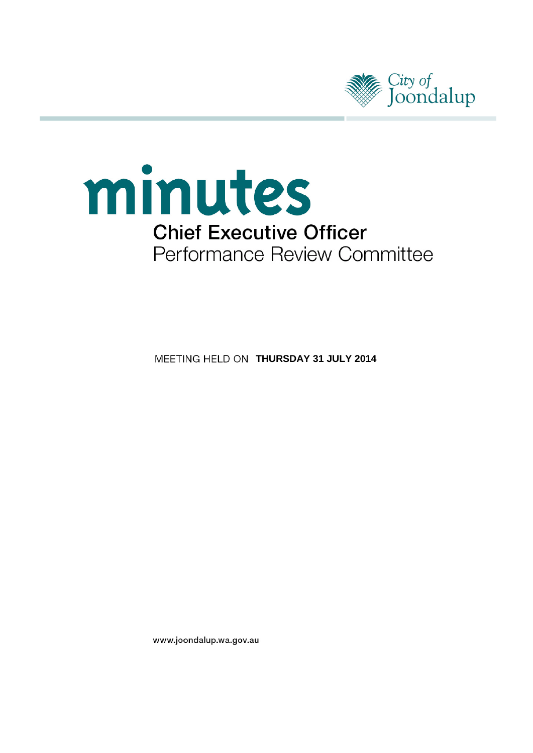City of Joondalup

# minutes

## Chief Executive Officer Performance Review Committee

MEETING HELD ON **THURSDAY 31 JULY 2014**

www.joondalup.wa.gov.au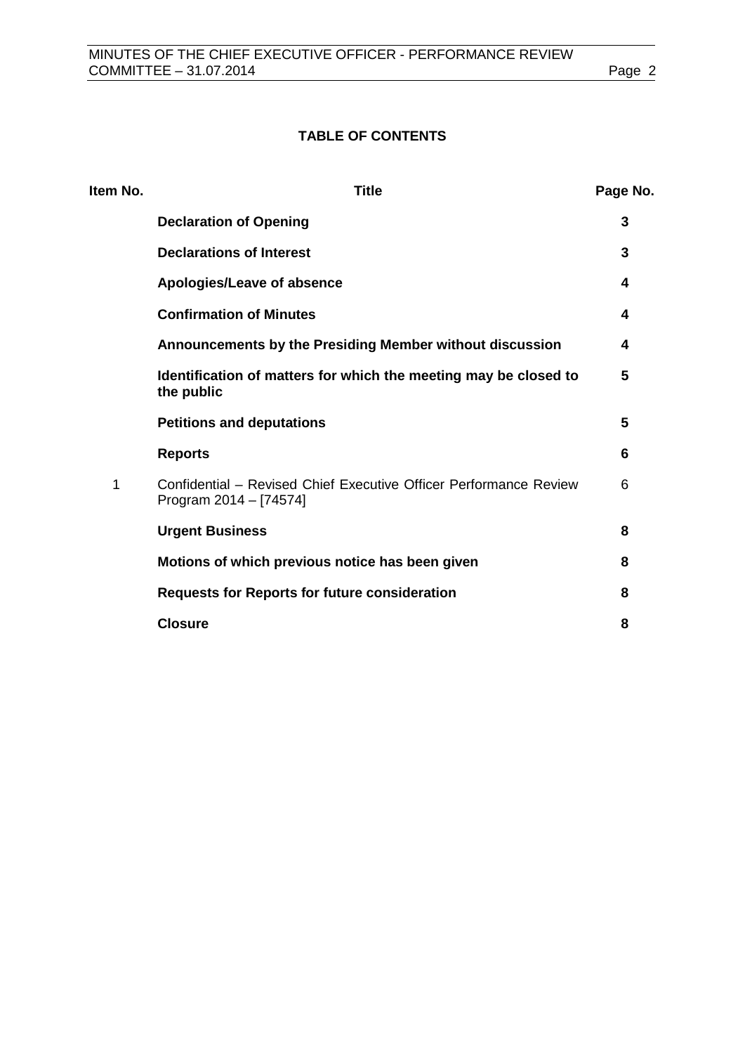**TABLE OF CONTENTS**

| Item No. | Title | Page No. |
|---|---|---|
| | **Declaration of Opening** | **3** |
| | **Declarations of Interest** | **3** |
| | **Apologies/Leave of absence** | **4** |
| | **Confirmation of Minutes** | **4** |
| | **Announcements by the Presiding Member without discussion** | **4** |
| | **Identification of matters for which the meeting may be closed to the public** | **5** |
| | **Petitions and deputations** | **5** |
| | **Reports** | **6** |
| 1 | Confidential – Revised Chief Executive Officer Performance Review Program 2014 – [74574] | 6 |
| | **Urgent Business** | **8** |
| | **Motions of which previous notice has been given** | **8** |
| | **Requests for Reports for future consideration** | **8** |
| | **Closure** | **8** |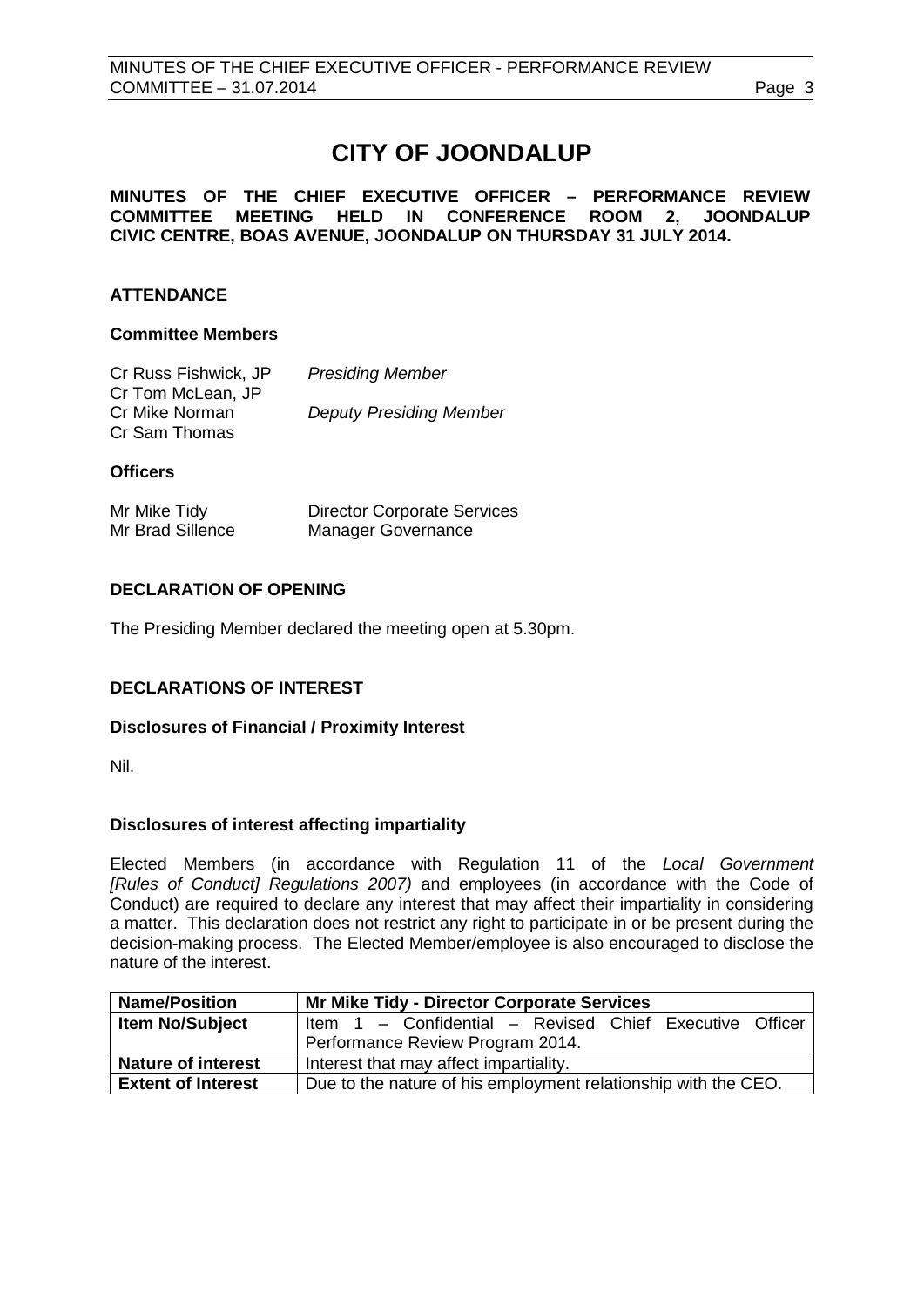# CITY OF JOONDALUP

**MINUTES OF THE CHIEF EXECUTIVE OFFICER – PERFORMANCE REVIEW COMMITTEE MEETING HELD IN CONFERENCE ROOM 2, JOONDALUP CIVIC CENTRE, BOAS AVENUE, JOONDALUP ON THURSDAY 31 JULY 2014.**

## ATTENDANCE

### Committee Members

| | |
|---|---|
| Cr Russ Fishwick, JP | *Presiding Member* |
| Cr Tom McLean, JP | |
| Cr Mike Norman | *Deputy Presiding Member* |
| Cr Sam Thomas | |

### Officers

| | |
|---|---|
| Mr Mike Tidy | Director Corporate Services |
| Mr Brad Sillence | Manager Governance |

## DECLARATION OF OPENING

The Presiding Member declared the meeting open at 5.30pm.

## DECLARATIONS OF INTEREST

### Disclosures of Financial / Proximity Interest

Nil.

### Disclosures of interest affecting impartiality

Elected Members (in accordance with Regulation 11 of the *Local Government [Rules of Conduct] Regulations 2007)* and employees (in accordance with the Code of Conduct) are required to declare any interest that may affect their impartiality in considering a matter. This declaration does not restrict any right to participate in or be present during the decision-making process. The Elected Member/employee is also encouraged to disclose the nature of the interest.

| **Name/Position** | **Mr Mike Tidy - Director Corporate Services** |
|---|---|
| **Item No/Subject** | Item 1 – Confidential – Revised Chief Executive Officer Performance Review Program 2014. |
| **Nature of interest** | Interest that may affect impartiality. |
| **Extent of Interest** | Due to the nature of his employment relationship with the CEO. |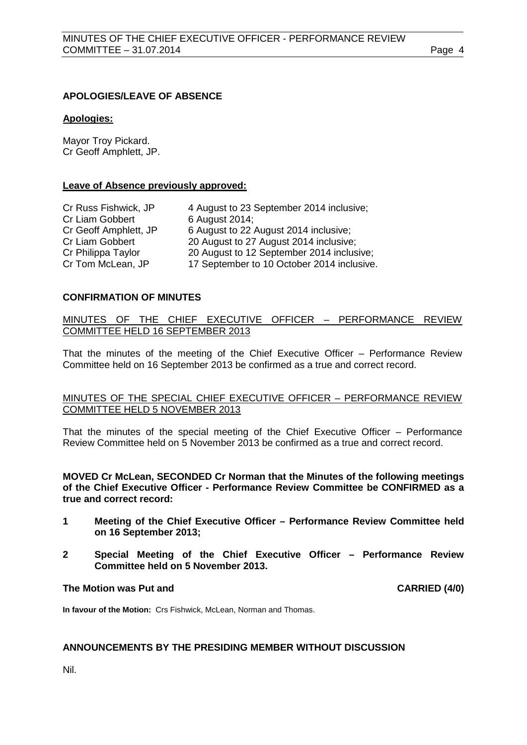## APOLOGIES/LEAVE OF ABSENCE

**Apologies:**

Mayor Troy Pickard.
Cr Geoff Amphlett, JP.

**Leave of Absence previously approved:**

| | |
|---|---|
| Cr Russ Fishwick, JP | 4 August to 23 September 2014 inclusive; |
| Cr Liam Gobbert | 6 August 2014; |
| Cr Geoff Amphlett, JP | 6 August to 22 August 2014 inclusive; |
| Cr Liam Gobbert | 20 August to 27 August 2014 inclusive; |
| Cr Philippa Taylor | 20 August to 12 September 2014 inclusive; |
| Cr Tom McLean, JP | 17 September to 10 October 2014 inclusive. |

## CONFIRMATION OF MINUTES

MINUTES OF THE CHIEF EXECUTIVE OFFICER – PERFORMANCE REVIEW COMMITTEE HELD 16 SEPTEMBER 2013

That the minutes of the meeting of the Chief Executive Officer – Performance Review Committee held on 16 September 2013 be confirmed as a true and correct record.

MINUTES OF THE SPECIAL CHIEF EXECUTIVE OFFICER – PERFORMANCE REVIEW COMMITTEE HELD 5 NOVEMBER 2013

That the minutes of the special meeting of the Chief Executive Officer – Performance Review Committee held on 5 November 2013 be confirmed as a true and correct record.

**MOVED Cr McLean, SECONDED Cr Norman that the Minutes of the following meetings of the Chief Executive Officer - Performance Review Committee be CONFIRMED as a true and correct record:**

**1 Meeting of the Chief Executive Officer – Performance Review Committee held on 16 September 2013;**

**2 Special Meeting of the Chief Executive Officer – Performance Review Committee held on 5 November 2013.**

**The Motion was Put and CARRIED (4/0)**

**In favour of the Motion:** Crs Fishwick, McLean, Norman and Thomas.

## ANNOUNCEMENTS BY THE PRESIDING MEMBER WITHOUT DISCUSSION

Nil.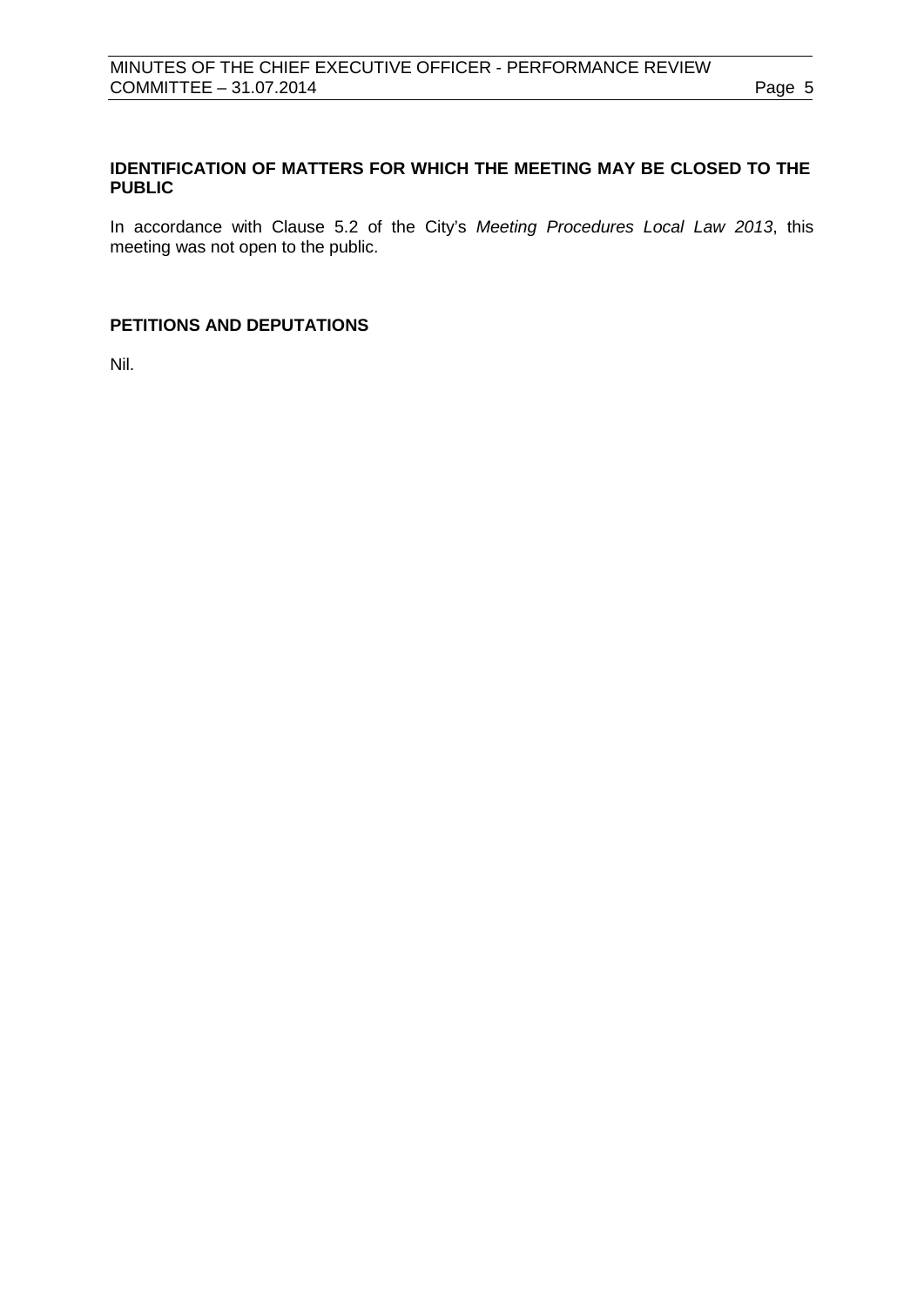## IDENTIFICATION OF MATTERS FOR WHICH THE MEETING MAY BE CLOSED TO THE PUBLIC

In accordance with Clause 5.2 of the City's *Meeting Procedures Local Law 2013*, this meeting was not open to the public.

## PETITIONS AND DEPUTATIONS

Nil.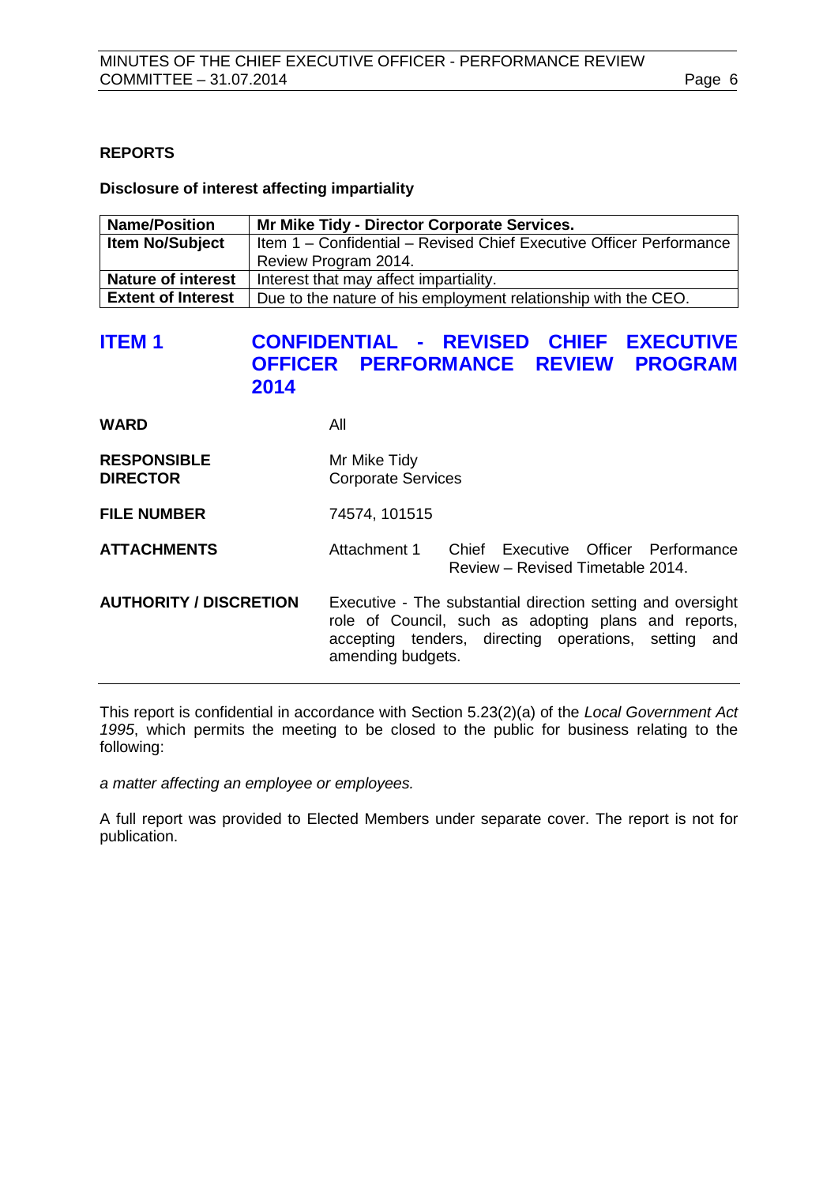## REPORTS

**Disclosure of interest affecting impartiality**

| **Name/Position** | **Mr Mike Tidy - Director Corporate Services.** |
| --- | --- |
| **Item No/Subject** | Item 1 – Confidential – Revised Chief Executive Officer Performance Review Program 2014. |
| **Nature of interest** | Interest that may affect impartiality. |
| **Extent of Interest** | Due to the nature of his employment relationship with the CEO. |

# ITEM 1 CONFIDENTIAL - REVISED CHIEF EXECUTIVE OFFICER PERFORMANCE REVIEW PROGRAM 2014

| | |
| --- | --- |
| **WARD** | All |
| **RESPONSIBLE DIRECTOR** | Mr Mike Tidy<br>Corporate Services |
| **FILE NUMBER** | 74574, 101515 |
| **ATTACHMENTS** | Attachment 1 Chief Executive Officer Performance Review – Revised Timetable 2014. |
| **AUTHORITY / DISCRETION** | Executive - The substantial direction setting and oversight role of Council, such as adopting plans and reports, accepting tenders, directing operations, setting and amending budgets. |

This report is confidential in accordance with Section 5.23(2)(a) of the *Local Government Act 1995*, which permits the meeting to be closed to the public for business relating to the following:

*a matter affecting an employee or employees.*

A full report was provided to Elected Members under separate cover. The report is not for publication.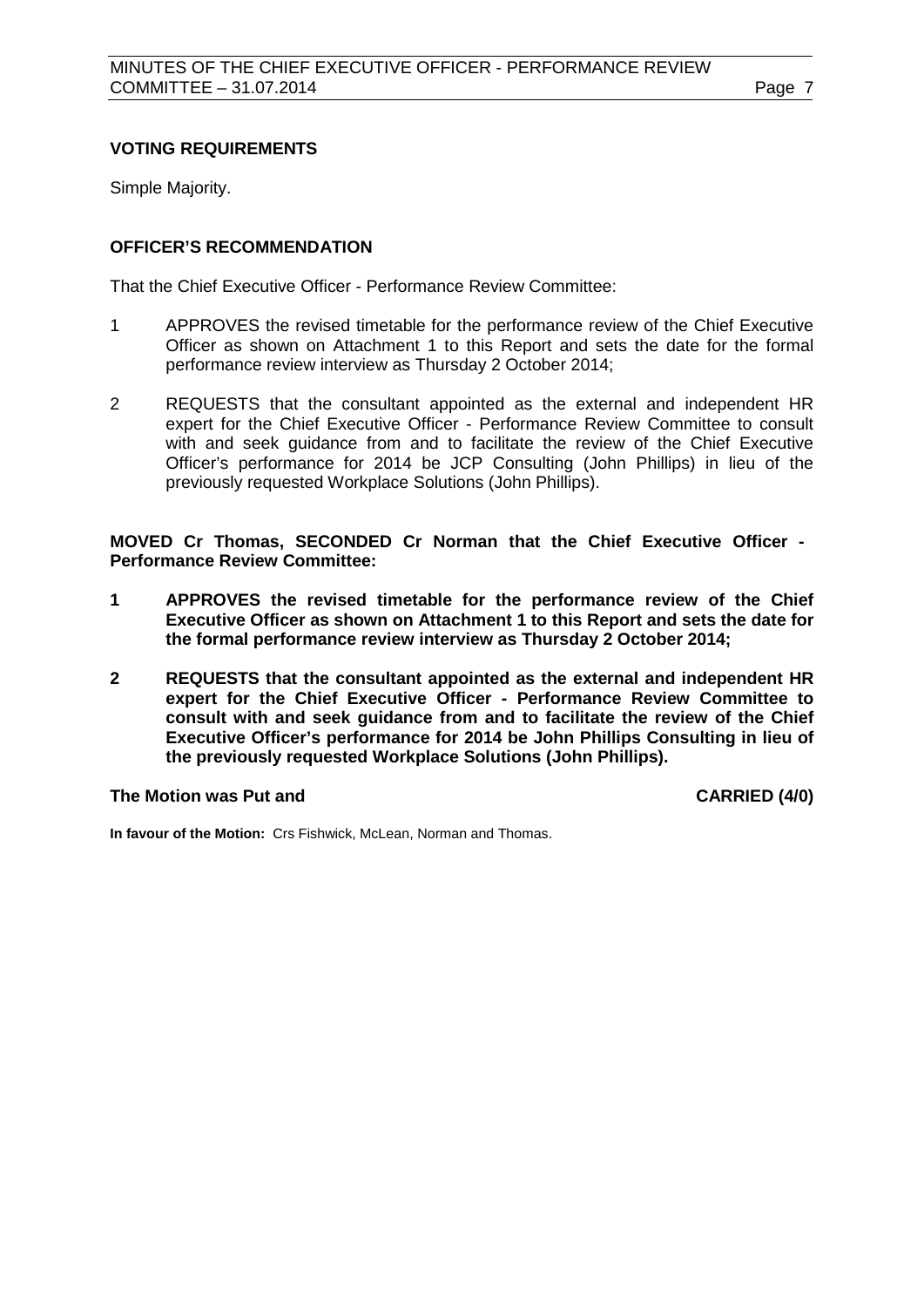**VOTING REQUIREMENTS**

Simple Majority.

**OFFICER'S RECOMMENDATION**

That the Chief Executive Officer - Performance Review Committee:

1 APPROVES the revised timetable for the performance review of the Chief Executive Officer as shown on Attachment 1 to this Report and sets the date for the formal performance review interview as Thursday 2 October 2014;

2 REQUESTS that the consultant appointed as the external and independent HR expert for the Chief Executive Officer - Performance Review Committee to consult with and seek guidance from and to facilitate the review of the Chief Executive Officer's performance for 2014 be JCP Consulting (John Phillips) in lieu of the previously requested Workplace Solutions (John Phillips).

**MOVED Cr Thomas, SECONDED Cr Norman that the Chief Executive Officer - Performance Review Committee:**

**1 APPROVES the revised timetable for the performance review of the Chief Executive Officer as shown on Attachment 1 to this Report and sets the date for the formal performance review interview as Thursday 2 October 2014;**

**2 REQUESTS that the consultant appointed as the external and independent HR expert for the Chief Executive Officer - Performance Review Committee to consult with and seek guidance from and to facilitate the review of the Chief Executive Officer's performance for 2014 be John Phillips Consulting in lieu of the previously requested Workplace Solutions (John Phillips).**

**The Motion was Put and CARRIED (4/0)**

**In favour of the Motion:** Crs Fishwick, McLean, Norman and Thomas.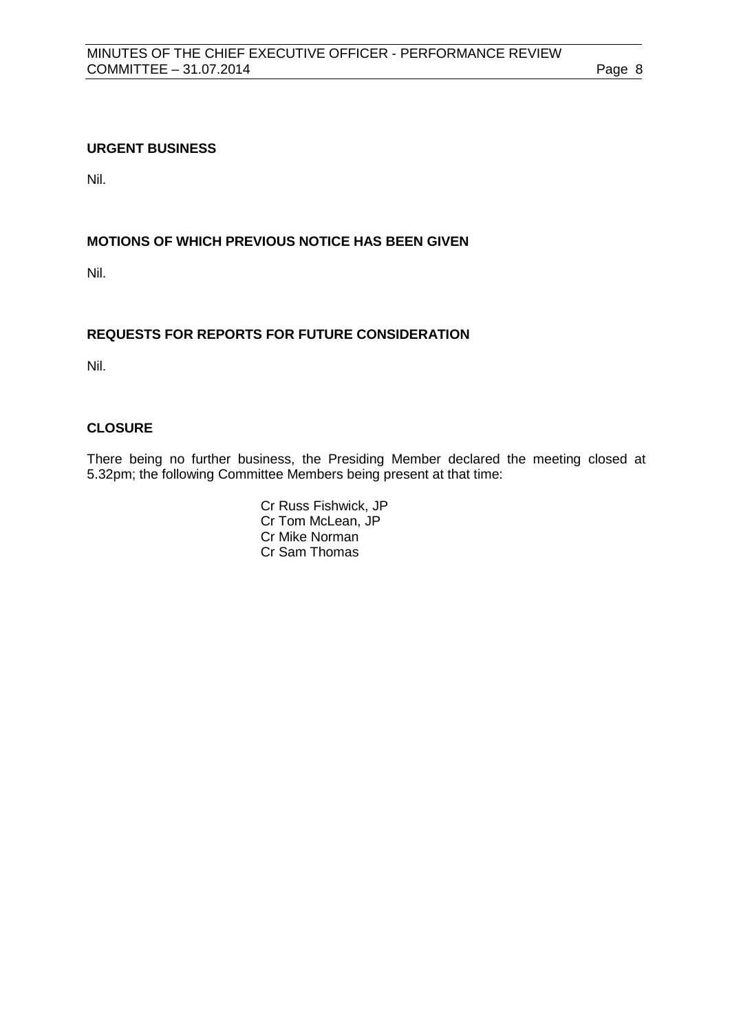**URGENT BUSINESS**

Nil.

**MOTIONS OF WHICH PREVIOUS NOTICE HAS BEEN GIVEN**

Nil.

**REQUESTS FOR REPORTS FOR FUTURE CONSIDERATION**

Nil.

**CLOSURE**

There being no further business, the Presiding Member declared the meeting closed at 5.32pm; the following Committee Members being present at that time:

Cr Russ Fishwick, JP
Cr Tom McLean, JP
Cr Mike Norman
Cr Sam Thomas